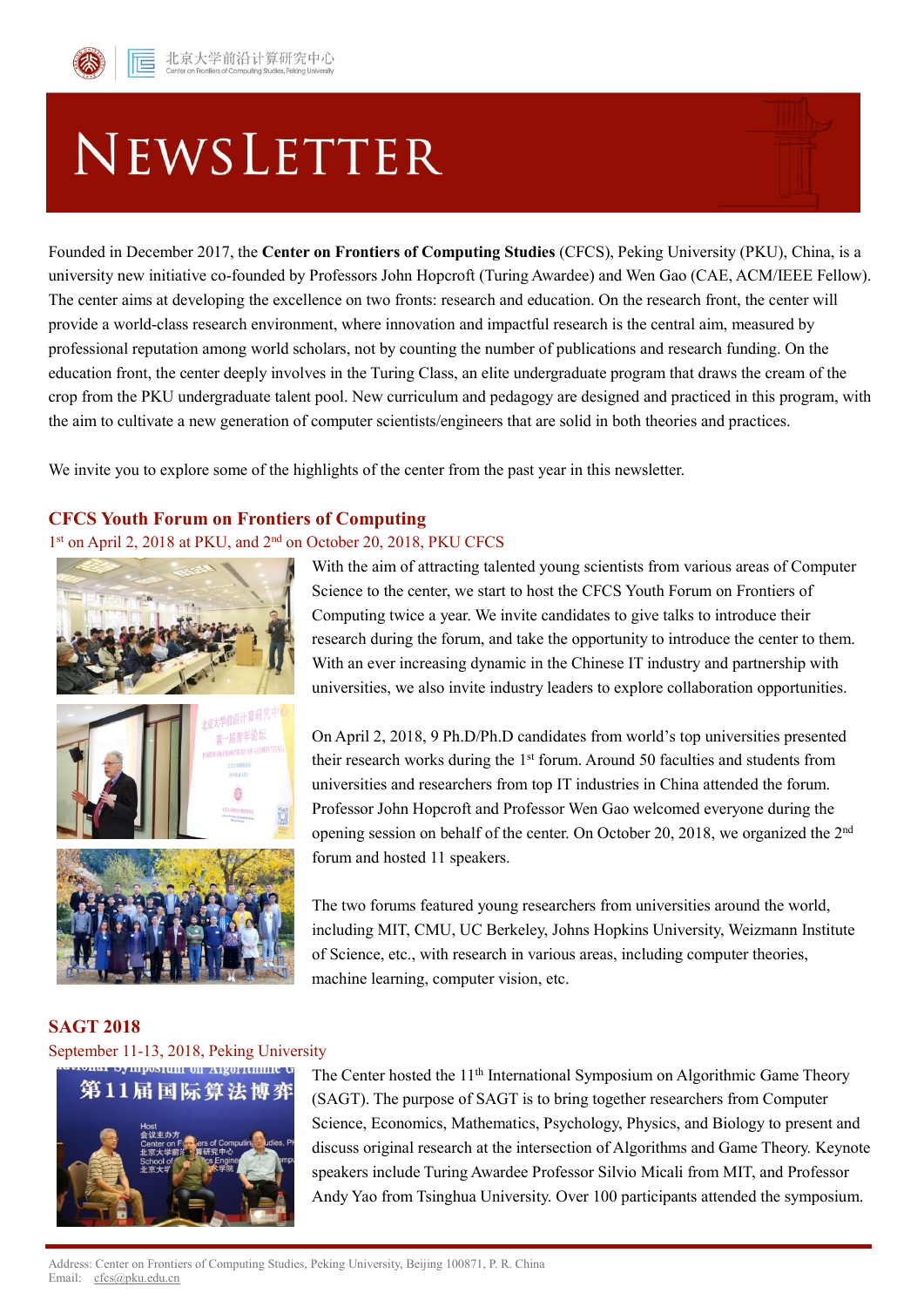# NEWSLETTER

Founded in December 2017, the **Center on Frontiers of Computing Studies** (CFCS), Peking University (PKU), China, is a university new initiative co-founded by Professors John Hopcroft (Turing Awardee) and Wen Gao (CAE, ACM/IEEE Fellow). The center aims at developing the excellence on two fronts: research and education. On the research front, the center will provide a world-class research environment, where innovation and impactful research is the central aim, measured by professional reputation among world scholars, not by counting the number of publications and research funding. On the education front, the center deeply involves in the Turing Class, an elite undergraduate program that draws the cream of the crop from the PKU undergraduate talent pool. New curriculum and pedagogy are designed and practiced in this program, with the aim to cultivate a new generation of computer scientists/engineers that are solid in both theories and practices.

We invite you to explore some of the highlights of the center from the past year in this newsletter.

## CFCS Youth Forum on Frontiers of Computing

1st on April 2, 2018 at PKU, and 2nd on October 20, 2018, PKU CFCS

With the aim of attracting talented young scientists from various areas of Computer Science to the center, we start to host the CFCS Youth Forum on Frontiers of Computing twice a year. We invite candidates to give talks to introduce their research during the forum, and take the opportunity to introduce the center to them. With an ever increasing dynamic in the Chinese IT industry and partnership with universities, we also invite industry leaders to explore collaboration opportunities.

On April 2, 2018, 9 Ph.D/Ph.D candidates from world's top universities presented their research works during the 1st forum. Around 50 faculties and students from universities and researchers from top IT industries in China attended the forum. Professor John Hopcroft and Professor Wen Gao welcomed everyone during the opening session on behalf of the center. On October 20, 2018, we organized the 2nd forum and hosted 11 speakers.

The two forums featured young researchers from universities around the world, including MIT, CMU, UC Berkeley, Johns Hopkins University, Weizmann Institute of Science, etc., with research in various areas, including computer theories, machine learning, computer vision, etc.

## SAGT 2018

September 11-13, 2018, Peking University

The Center hosted the 11th International Symposium on Algorithmic Game Theory (SAGT). The purpose of SAGT is to bring together researchers from Computer Science, Economics, Mathematics, Psychology, Physics, and Biology to present and discuss original research at the intersection of Algorithms and Game Theory. Keynote speakers include Turing Awardee Professor Silvio Micali from MIT, and Professor Andy Yao from Tsinghua University. Over 100 participants attended the symposium.

Address: Center on Frontiers of Computing Studies, Peking University, Beijing 100871, P. R. China
Email: cfcs@pku.edu.cn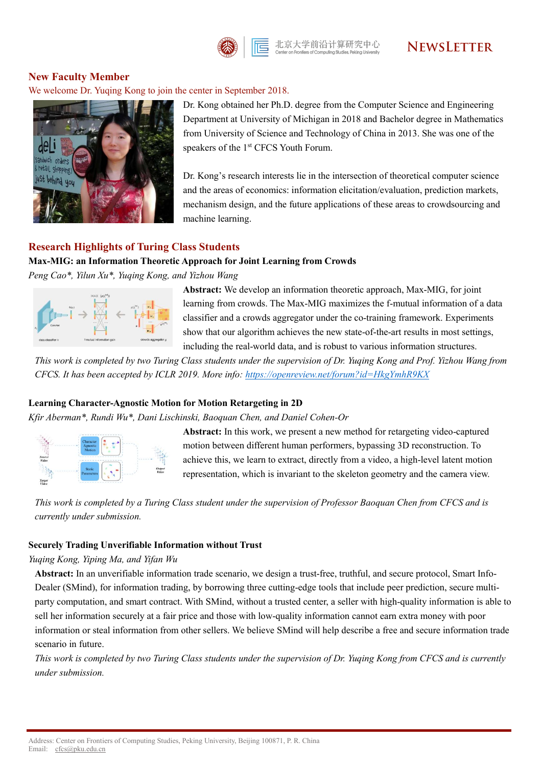## New Faculty Member

We welcome Dr. Yuqing Kong to join the center in September 2018.

Dr. Kong obtained her Ph.D. degree from the Computer Science and Engineering Department at University of Michigan in 2018 and Bachelor degree in Mathematics from University of Science and Technology of China in 2013. She was one of the speakers of the 1st CFCS Youth Forum.

Dr. Kong's research interests lie in the intersection of theoretical computer science and the areas of economics: information elicitation/evaluation, prediction markets, mechanism design, and the future applications of these areas to crowdsourcing and machine learning.

## Research Highlights of Turing Class Students

### Max-MIG: an Information Theoretic Approach for Joint Learning from Crowds

*Peng Cao*, Yilun Xu*, Yuqing Kong, and Yizhou Wang*

**Abstract:** We develop an information theoretic approach, Max-MIG, for joint learning from crowds. The Max-MIG maximizes the f-mutual information of a data classifier and a crowds aggregator under the co-training framework. Experiments show that our algorithm achieves the new state-of-the-art results in most settings, including the real-world data, and is robust to various information structures.

*This work is completed by two Turing Class students under the supervision of Dr. Yuqing Kong and Prof. Yizhou Wang from CFCS. It has been accepted by ICLR 2019. More info:* https://openreview.net/forum?id=HkgYmhR9KX

### Learning Character-Agnostic Motion for Motion Retargeting in 2D

*Kfir Aberman*, Rundi Wu*, Dani Lischinski, Baoquan Chen, and Daniel Cohen-Or*

**Abstract:** In this work, we present a new method for retargeting video-captured motion between different human performers, bypassing 3D reconstruction. To achieve this, we learn to extract, directly from a video, a high-level latent motion representation, which is invariant to the skeleton geometry and the camera view.

*This work is completed by a Turing Class student under the supervision of Professor Baoquan Chen from CFCS and is currently under submission.*

### Securely Trading Unverifiable Information without Trust

*Yuqing Kong, Yiping Ma, and Yifan Wu*

**Abstract:** In an unverifiable information trade scenario, we design a trust-free, truthful, and secure protocol, Smart Info-Dealer (SMind), for information trading, by borrowing three cutting-edge tools that include peer prediction, secure multi-party computation, and smart contract. With SMind, without a trusted center, a seller with high-quality information is able to sell her information securely at a fair price and those with low-quality information cannot earn extra money with poor information or steal information from other sellers. We believe SMind will help describe a free and secure information trade scenario in future.

*This work is completed by two Turing Class students under the supervision of Dr. Yuqing Kong from CFCS and is currently under submission.*